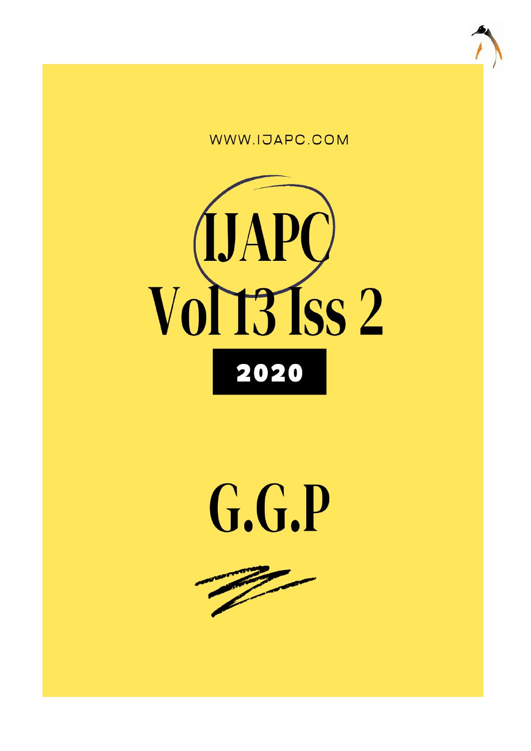WWW.IJAPC.COM

# IJAPC Vol 13 Iss 2

**2020**

# G.G.P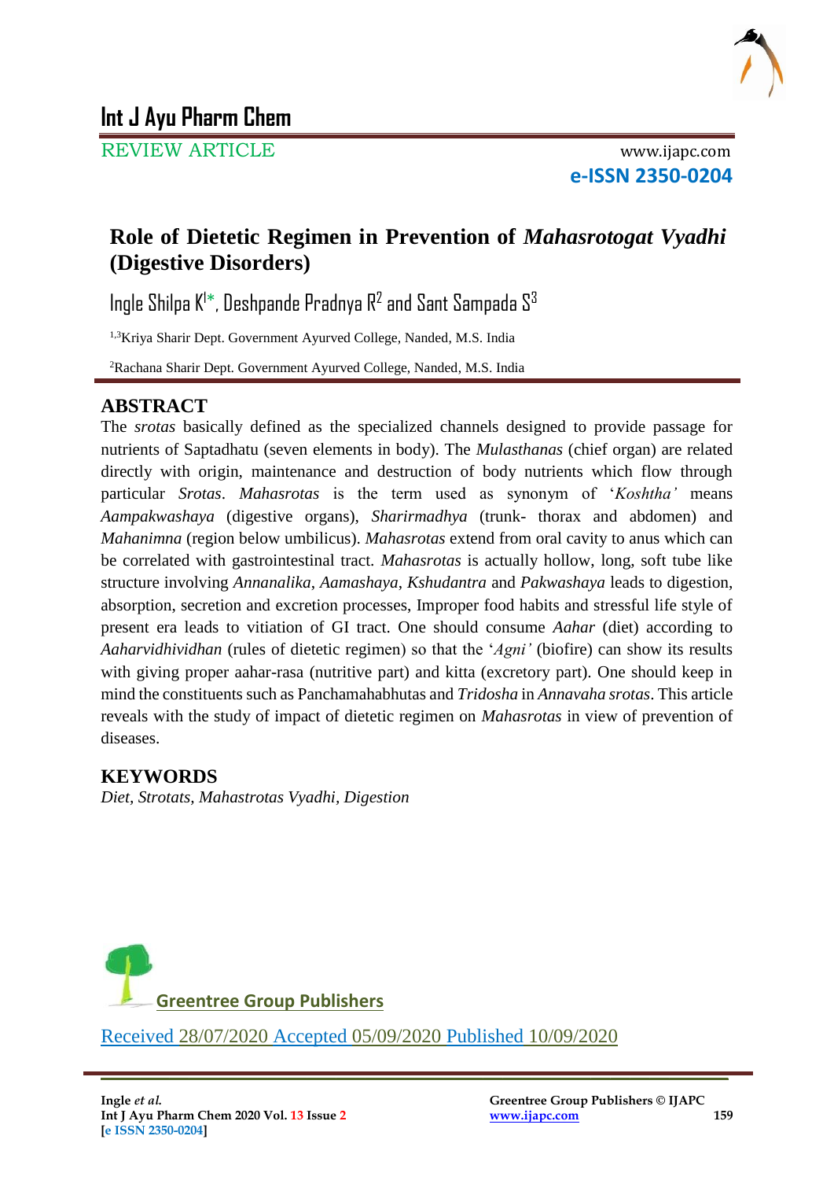# Int J Ayu Pharm Chem

REVIEW ARTICLE

www.ijapc.com

**e-ISSN 2350-0204**

## Role of Dietetic Regimen in Prevention of *Mahasrotogat Vyadhi* (Digestive Disorders)

Ingle Shilpa K[1*], Deshpande Pradnya R[2] and Sant Sampada S[3]

[1,3]Kriya Sharir Dept. Government Ayurved College, Nanded, M.S. India

[2]Rachana Sharir Dept. Government Ayurved College, Nanded, M.S. India

### ABSTRACT

The *srotas* basically defined as the specialized channels designed to provide passage for nutrients of Saptadhatu (seven elements in body). The *Mulasthanas* (chief organ) are related directly with origin, maintenance and destruction of body nutrients which flow through particular *Srotas*. *Mahasrotas* is the term used as synonym of '*Koshtha'* means *Aampakwashaya* (digestive organs), *Sharirmadhya* (trunk- thorax and abdomen) and *Mahanimna* (region below umbilicus). *Mahasrotas* extend from oral cavity to anus which can be correlated with gastrointestinal tract. *Mahasrotas* is actually hollow, long, soft tube like structure involving *Annanalika*, *Aamashaya*, *Kshudantra* and *Pakwashaya* leads to digestion, absorption, secretion and excretion processes, Improper food habits and stressful life style of present era leads to vitiation of GI tract. One should consume *Aahar* (diet) according to *Aaharvidhividhan* (rules of dietetic regimen) so that the '*Agni'* (biofire) can show its results with giving proper aahar-rasa (nutritive part) and kitta (excretory part). One should keep in mind the constituents such as Panchamahabhutas and *Tridosha* in *Annavaha srotas*. This article reveals with the study of impact of dietetic regimen on *Mahasrotas* in view of prevention of diseases.

### KEYWORDS

*Diet, Strotats, Mahastrotas Vyadhi, Digestion*

Greentree Group Publishers

Received 28/07/2020 Accepted 05/09/2020 Published 10/09/2020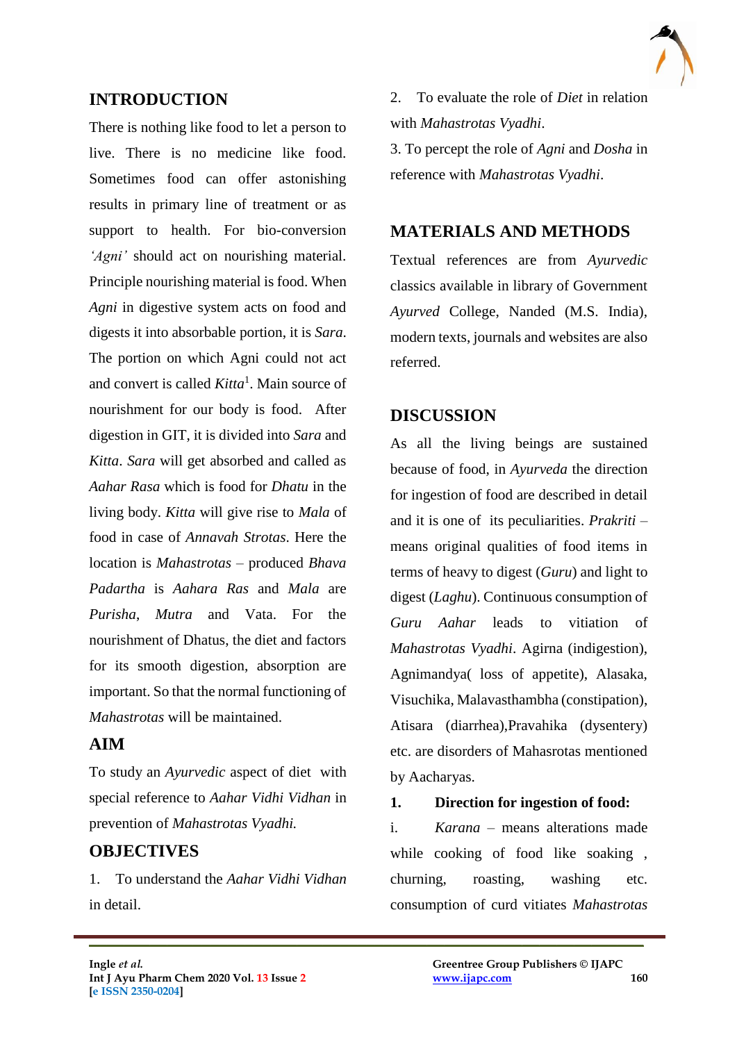## INTRODUCTION

There is nothing like food to let a person to live. There is no medicine like food. Sometimes food can offer astonishing results in primary line of treatment or as support to health. For bio-conversion *'Agni'* should act on nourishing material. Principle nourishing material is food. When *Agni* in digestive system acts on food and digests it into absorbable portion, it is *Sara*. The portion on which Agni could not act and convert is called *Kitta*[1]. Main source of nourishment for our body is food. After digestion in GIT, it is divided into *Sara* and *Kitta*. *Sara* will get absorbed and called as *Aahar Rasa* which is food for *Dhatu* in the living body. *Kitta* will give rise to *Mala* of food in case of *Annavah Strotas*. Here the location is *Mahastrotas* – produced *Bhava Padartha* is *Aahara Ras* and *Mala* are *Purisha*, *Mutra* and Vata. For the nourishment of Dhatus, the diet and factors for its smooth digestion, absorption are important. So that the normal functioning of *Mahastrotas* will be maintained.

## AIM

To study an *Ayurvedic* aspect of diet with special reference to *Aahar Vidhi Vidhan* in prevention of *Mahastrotas Vyadhi.*

## OBJECTIVES

1. To understand the *Aahar Vidhi Vidhan* in detail.
2. To evaluate the role of *Diet* in relation with *Mahastrotas Vyadhi*.
3. To percept the role of *Agni* and *Dosha* in reference with *Mahastrotas Vyadhi*.

## MATERIALS AND METHODS

Textual references are from *Ayurvedic* classics available in library of Government *Ayurved* College, Nanded (M.S. India), modern texts, journals and websites are also referred.

## DISCUSSION

As all the living beings are sustained because of food, in *Ayurveda* the direction for ingestion of food are described in detail and it is one of its peculiarities. *Prakriti* – means original qualities of food items in terms of heavy to digest (*Guru*) and light to digest (*Laghu*). Continuous consumption of *Guru Aahar* leads to vitiation of *Mahastrotas Vyadhi*. Agirna (indigestion), Agnimandya( loss of appetite), Alasaka, Visuchika, Malavasthambha (constipation), Atisara (diarrhea),Pravahika (dysentery) etc. are disorders of Mahasrotas mentioned by Aacharyas.

**1. Direction for ingestion of food:**

i. *Karana* – means alterations made while cooking of food like soaking , churning, roasting, washing etc. consumption of curd vitiates *Mahastrotas*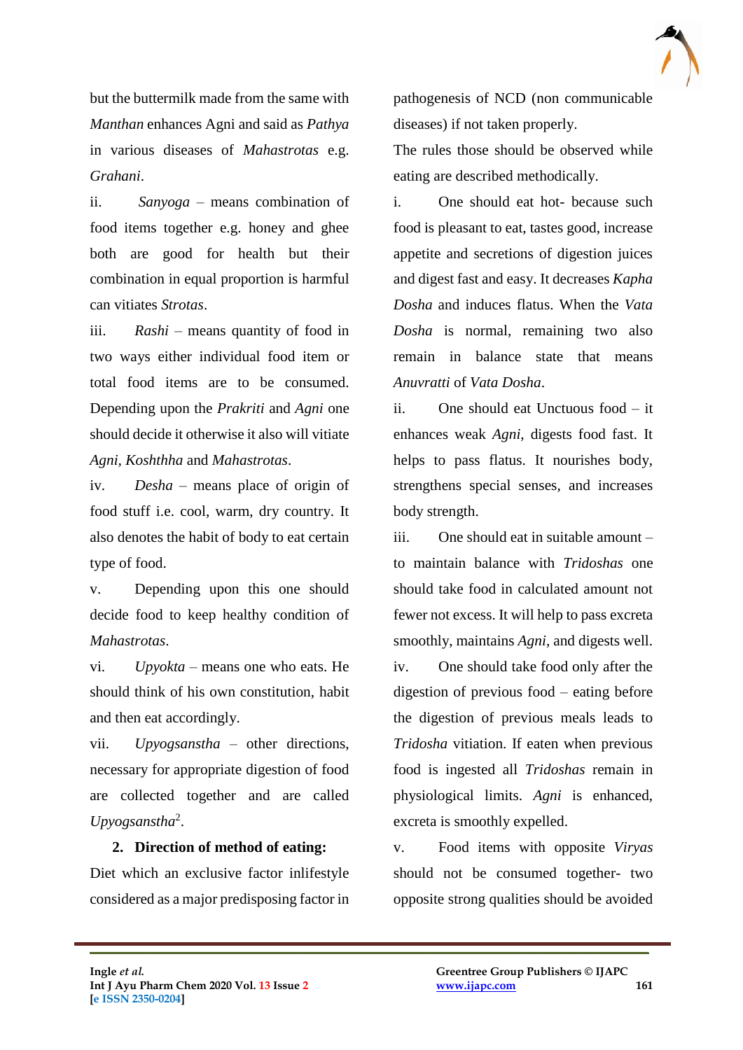but the buttermilk made from the same with *Manthan* enhances Agni and said as *Pathya* in various diseases of *Mahastrotas* e.g. *Grahani*.

ii. *Sanyoga* – means combination of food items together e.g. honey and ghee both are good for health but their combination in equal proportion is harmful can vitiates *Strotas*.

iii. *Rashi* – means quantity of food in two ways either individual food item or total food items are to be consumed. Depending upon the *Prakriti* and *Agni* one should decide it otherwise it also will vitiate *Agni, Koshthha* and *Mahastrotas*.

iv. *Desha* – means place of origin of food stuff i.e. cool, warm, dry country. It also denotes the habit of body to eat certain type of food.

v. Depending upon this one should decide food to keep healthy condition of *Mahastrotas*.

vi. *Upyokta* – means one who eats. He should think of his own constitution, habit and then eat accordingly.

vii. *Upyogsanstha* – other directions, necessary for appropriate digestion of food are collected together and are called *Upyogsanstha*[2].

**2. Direction of method of eating:**

Diet which an exclusive factor inlifestyle considered as a major predisposing factor in pathogenesis of NCD (non communicable diseases) if not taken properly.

The rules those should be observed while eating are described methodically.

i. One should eat hot- because such food is pleasant to eat, tastes good, increase appetite and secretions of digestion juices and digest fast and easy. It decreases *Kapha Dosha* and induces flatus. When the *Vata Dosha* is normal, remaining two also remain in balance state that means *Anuvratti* of *Vata Dosha*.

ii. One should eat Unctuous food – it enhances weak *Agni*, digests food fast. It helps to pass flatus. It nourishes body, strengthens special senses, and increases body strength.

iii. One should eat in suitable amount – to maintain balance with *Tridoshas* one should take food in calculated amount not fewer not excess. It will help to pass excreta smoothly, maintains *Agni*, and digests well.

iv. One should take food only after the digestion of previous food – eating before the digestion of previous meals leads to *Tridosha* vitiation. If eaten when previous food is ingested all *Tridoshas* remain in physiological limits. *Agni* is enhanced, excreta is smoothly expelled.

v. Food items with opposite *Viryas* should not be consumed together- two opposite strong qualities should be avoided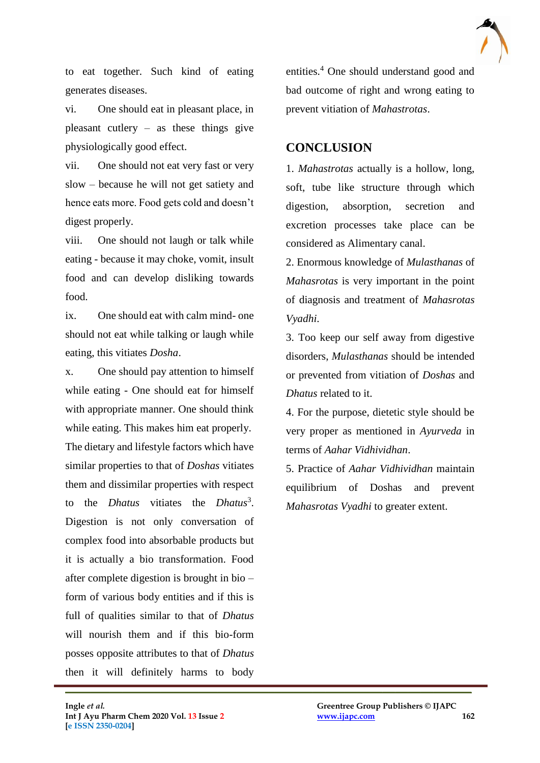to eat together. Such kind of eating generates diseases.

vi. One should eat in pleasant place, in pleasant cutlery – as these things give physiologically good effect.

vii. One should not eat very fast or very slow – because he will not get satiety and hence eats more. Food gets cold and doesn't digest properly.

viii. One should not laugh or talk while eating - because it may choke, vomit, insult food and can develop disliking towards food.

ix. One should eat with calm mind- one should not eat while talking or laugh while eating, this vitiates *Dosha*.

x. One should pay attention to himself while eating - One should eat for himself with appropriate manner. One should think while eating. This makes him eat properly.

The dietary and lifestyle factors which have similar properties to that of *Doshas* vitiates them and dissimilar properties with respect to the *Dhatus* vitiates the *Dhatus*[3]. Digestion is not only conversation of complex food into absorbable products but it is actually a bio transformation. Food after complete digestion is brought in bio – form of various body entities and if this is full of qualities similar to that of *Dhatus* will nourish them and if this bio-form posses opposite attributes to that of *Dhatus* then it will definitely harms to body entities.[4] One should understand good and bad outcome of right and wrong eating to prevent vitiation of *Mahastrotas*.

## CONCLUSION

1. *Mahastrotas* actually is a hollow, long, soft, tube like structure through which digestion, absorption, secretion and excretion processes take place can be considered as Alimentary canal.

2. Enormous knowledge of *Mulasthanas* of *Mahasrotas* is very important in the point of diagnosis and treatment of *Mahasrotas Vyadhi*.

3. Too keep our self away from digestive disorders, *Mulasthanas* should be intended or prevented from vitiation of *Doshas* and *Dhatus* related to it.

4. For the purpose, dietetic style should be very proper as mentioned in *Ayurveda* in terms of *Aahar Vidhividhan*.

5. Practice of *Aahar Vidhividhan* maintain equilibrium of Doshas and prevent *Mahasrotas Vyadhi* to greater extent.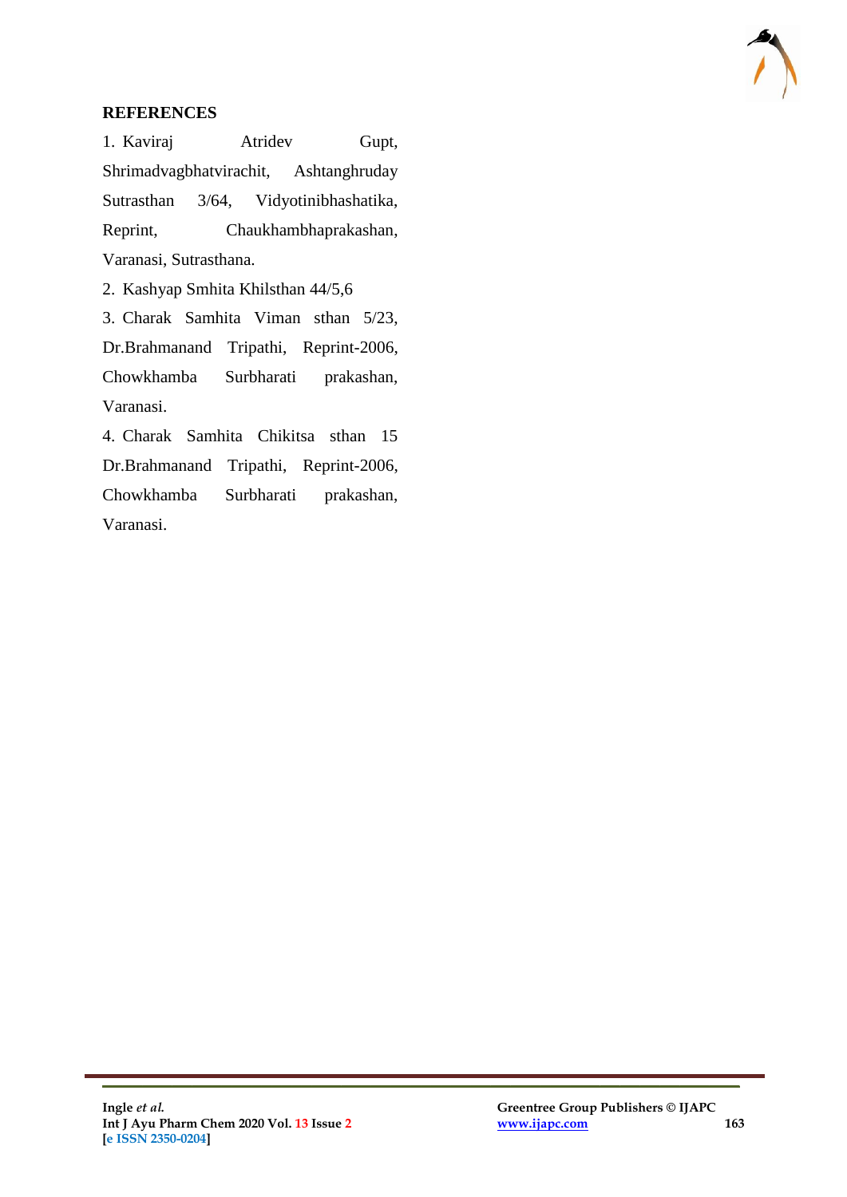## REFERENCES

1. Kaviraj Atridev Gupt, Shrimadvagbhatvirachit, Ashtanghruday Sutrasthan 3/64, Vidyotinibhashatika, Reprint, Chaukhambhaprakashan, Varanasi, Sutrasthana.
2. Kashyap Smhita Khilsthan 44/5,6
3. Charak Samhita Viman sthan 5/23, Dr.Brahmanand Tripathi, Reprint-2006, Chowkhamba Surbharati prakashan, Varanasi.
4. Charak Samhita Chikitsa sthan 15 Dr.Brahmanand Tripathi, Reprint-2006, Chowkhamba Surbharati prakashan, Varanasi.